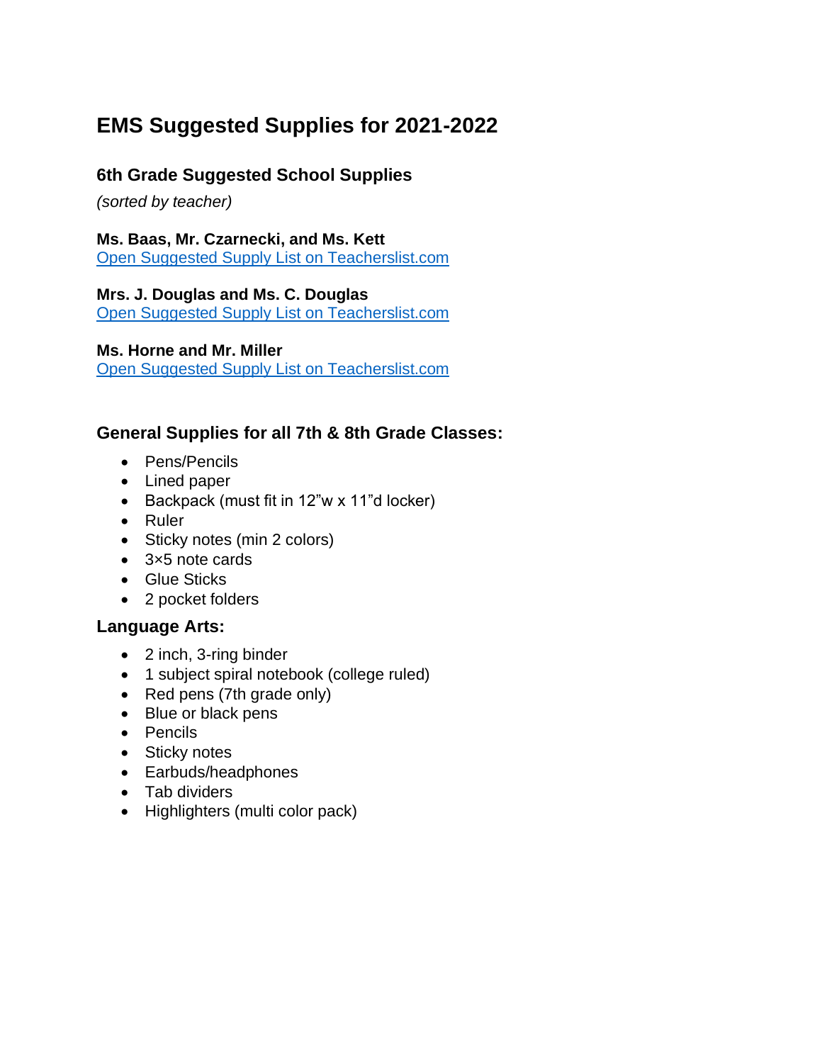# EMS Suggested Supplies for 2021-2022

## 6th Grade Suggested School Supplies

*(sorted by teacher)*

**Ms. Baas, Mr. Czarnecki, and Ms. Kett**
Open Suggested Supply List on Teacherslist.com

**Mrs. J. Douglas and Ms. C. Douglas**
Open Suggested Supply List on Teacherslist.com

**Ms. Horne and Mr. Miller**
Open Suggested Supply List on Teacherslist.com

## General Supplies for all 7th & 8th Grade Classes:

- Pens/Pencils
- Lined paper
- Backpack (must fit in 12”w x 11”d locker)
- Ruler
- Sticky notes (min 2 colors)
- 3×5 note cards
- Glue Sticks
- 2 pocket folders

## Language Arts:

- 2 inch, 3-ring binder
- 1 subject spiral notebook (college ruled)
- Red pens (7th grade only)
- Blue or black pens
- Pencils
- Sticky notes
- Earbuds/headphones
- Tab dividers
- Highlighters (multi color pack)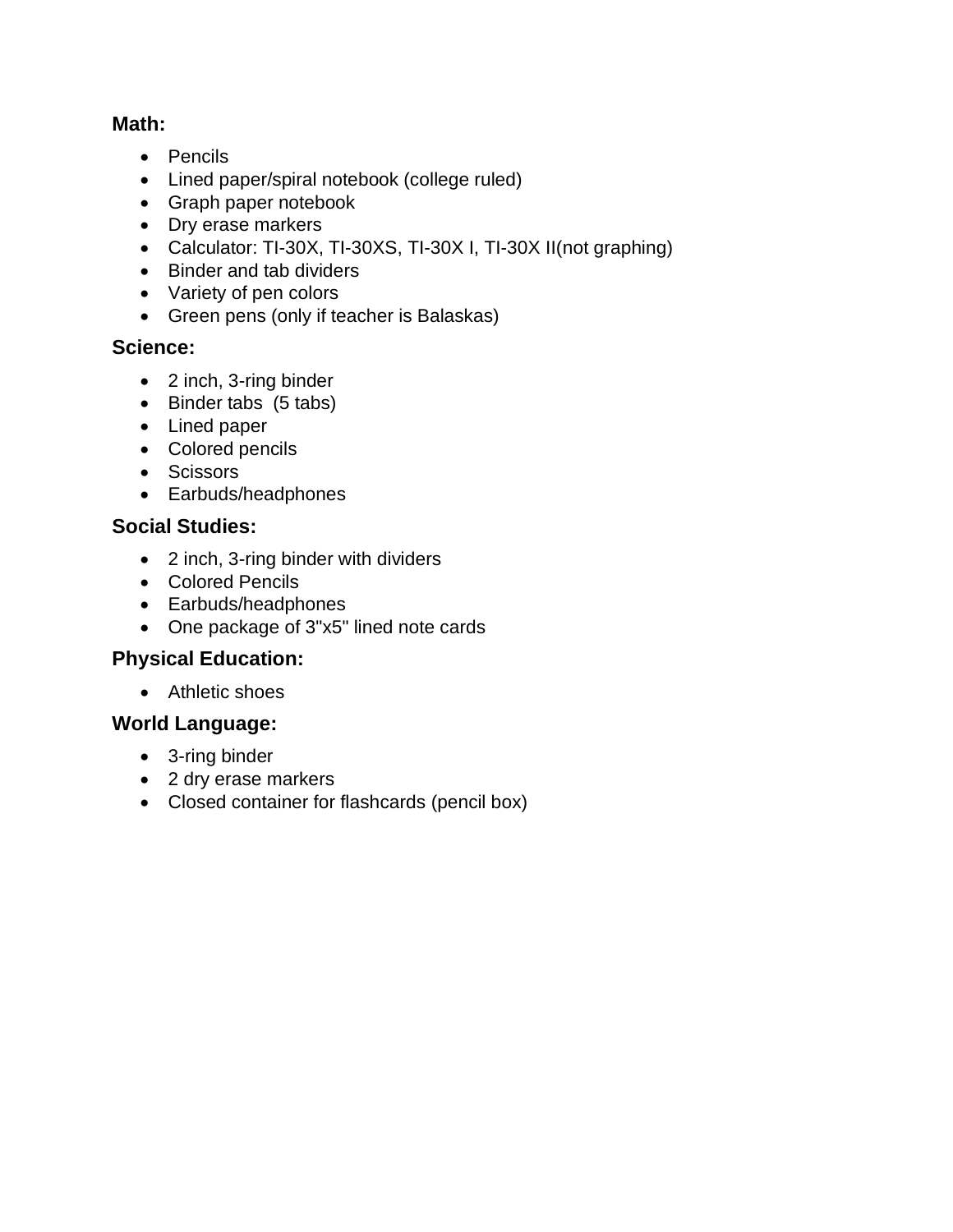**Math:**

- Pencils
- Lined paper/spiral notebook (college ruled)
- Graph paper notebook
- Dry erase markers
- Calculator: TI-30X, TI-30XS, TI-30X I, TI-30X II(not graphing)
- Binder and tab dividers
- Variety of pen colors
- Green pens (only if teacher is Balaskas)

**Science:**

- 2 inch, 3-ring binder
- Binder tabs (5 tabs)
- Lined paper
- Colored pencils
- Scissors
- Earbuds/headphones

**Social Studies:**

- 2 inch, 3-ring binder with dividers
- Colored Pencils
- Earbuds/headphones
- One package of 3"x5" lined note cards

**Physical Education:**

- Athletic shoes

**World Language:**

- 3-ring binder
- 2 dry erase markers
- Closed container for flashcards (pencil box)